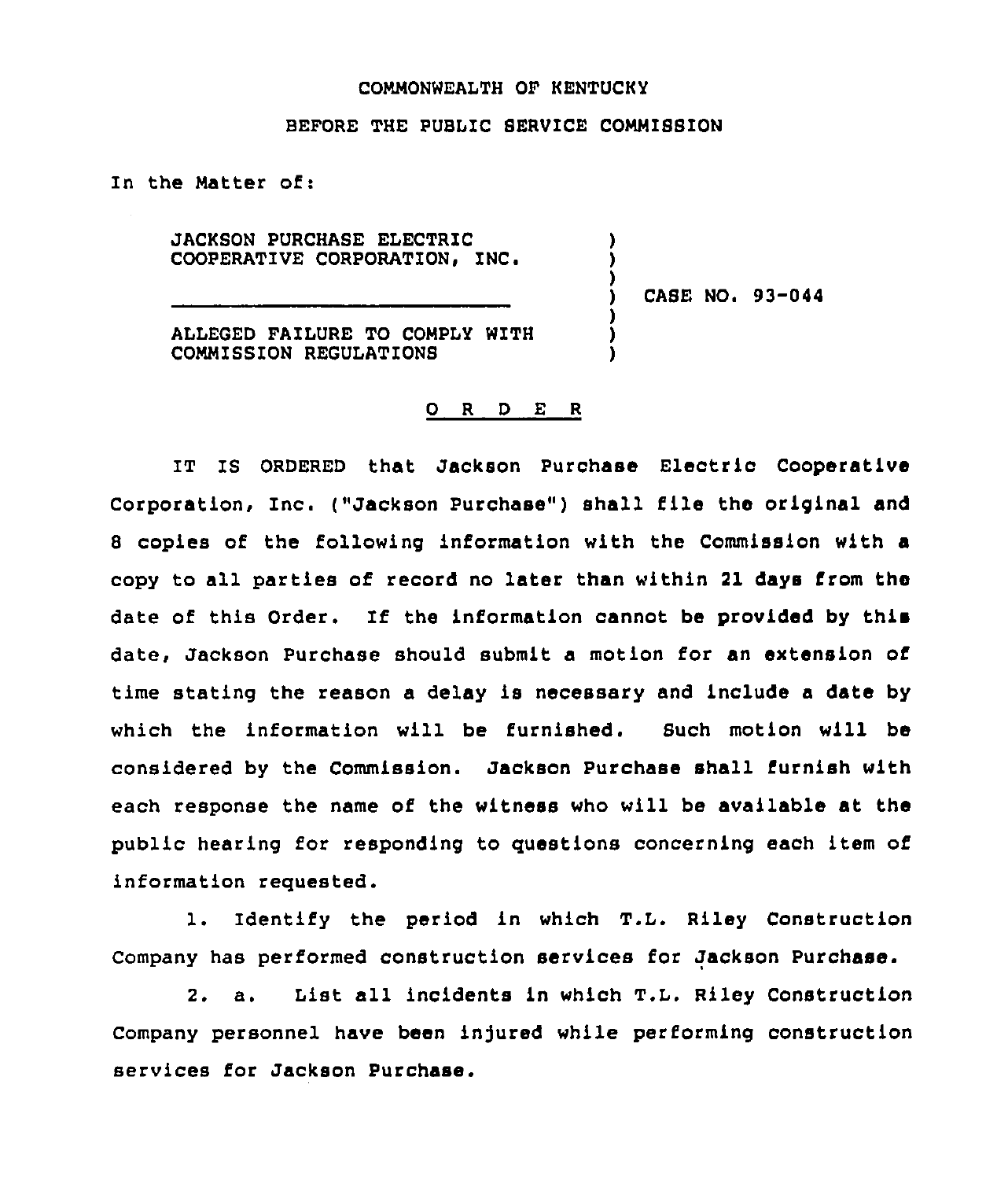COMMONWEALTH OF KENTUCKY

BEFORE THE PUBLIC SERVICE COMMISSION

In the Matter of:

| | | |
|---|---|---|
| JACKSON PURCHASE ELECTRIC COOPERATIVE CORPORATION, INC. | ) | |
| | ) | CASE NO. 93-044 |
| ALLEGED FAILURE TO COMPLY WITH COMMISSION REGULATIONS | ) | |

## O R D E R

IT IS ORDERED that Jackson Purchase Electric Cooperative Corporation, Inc. ("Jackson Purchase") shall file the original and 8 copies of the following information with the Commission with a copy to all parties of record no later than within 21 days from the date of this Order. If the information cannot be provided by this date, Jackson Purchase should submit a motion for an extension of time stating the reason a delay is necessary and include a date by which the information will be furnished. Such motion will be considered by the Commission. Jackson Purchase shall furnish with each response the name of the witness who will be available at the public hearing for responding to questions concerning each item of information requested.

1. Identify the period in which T.L. Riley Construction Company has performed construction services for Jackson Purchase.

2. a. List all incidents in which T.L. Riley Construction Company personnel have been injured while performing construction services for Jackson Purchase.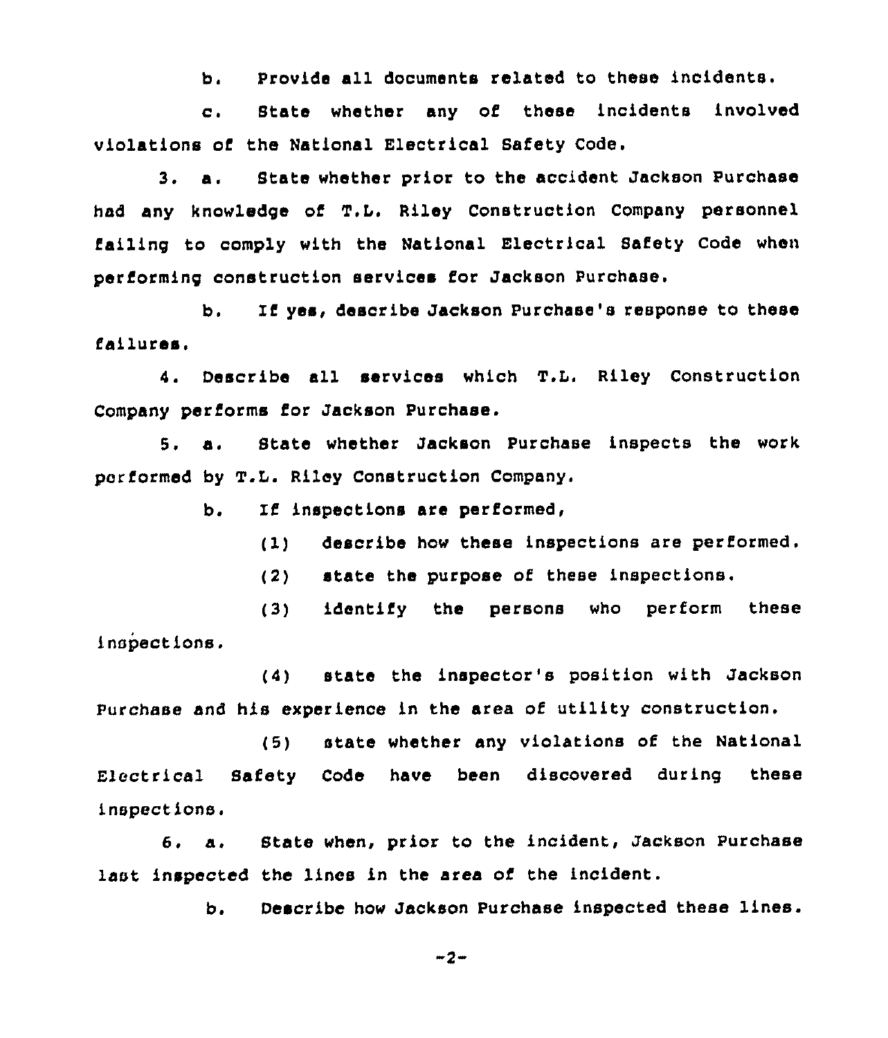b. Provide all documents related to these incidents.

c. State whether any of these incidents involved violations of the National Electrical Safety Code.

3. a. State whether prior to the accident Jackson Purchase had any knowledge of T.L. Riley Construction Company personnel failing to comply with the National Electrical Safety Code when performing construction services for Jackson Purchase.

b. If yes, describe Jackson Purchase's response to these failures.

4. Describe all services which T.L. Riley Construction Company performs for Jackson Purchase.

5. a. State whether Jackson Purchase inspects the work performed by T.L. Riley Construction Company.

b. If inspections are performed,

(1) describe how these inspections are performed.

(2) state the purpose of these inspections.

(3) identify the persons who perform these inspections.

(4) state the inspector's position with Jackson Purchase and his experience in the area of utility construction.

(5) state whether any violations of the National Electrical Safety Code have been discovered during these inspections.

6. a. State when, prior to the incident, Jackson Purchase last inspected the lines in the area of the incident.

b. Describe how Jackson Purchase inspected these lines.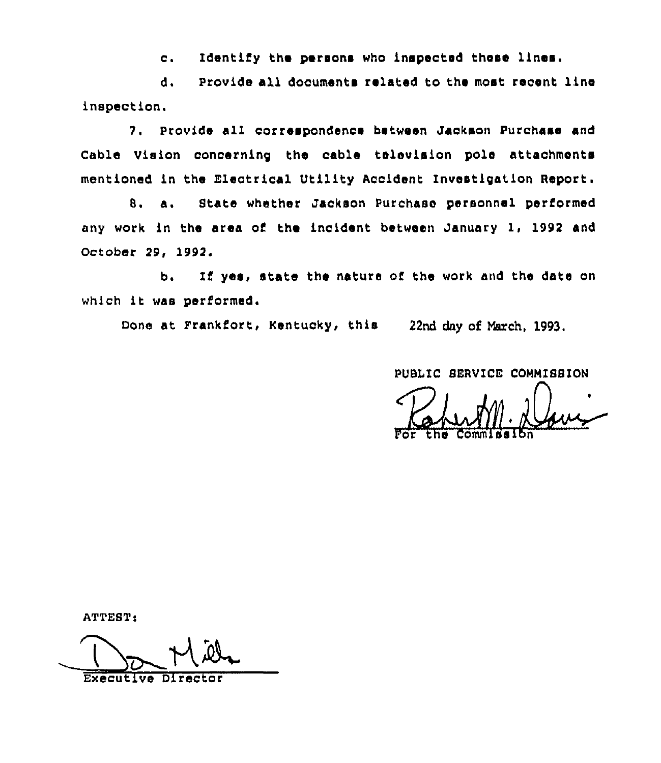c. Identify the persons who inspected these lines.

d. Provide all documents related to the most recent line inspection.

7. Provide all correspondence between Jackson Purchase and Cable Vision concerning the cable television pole attachments mentioned in the Electrical Utility Accident Investigation Report.

8. a. State whether Jackson Purchase personnel performed any work in the area of the incident between January 1, 1992 and October 29, 1992.

b. If yes, state the nature of the work and the date on which it was performed.

Done at Frankfort, Kentucky, this 22nd day of March, 1993.

PUBLIC SERVICE COMMISSION

For the Commission

ATTEST:

Executive Director